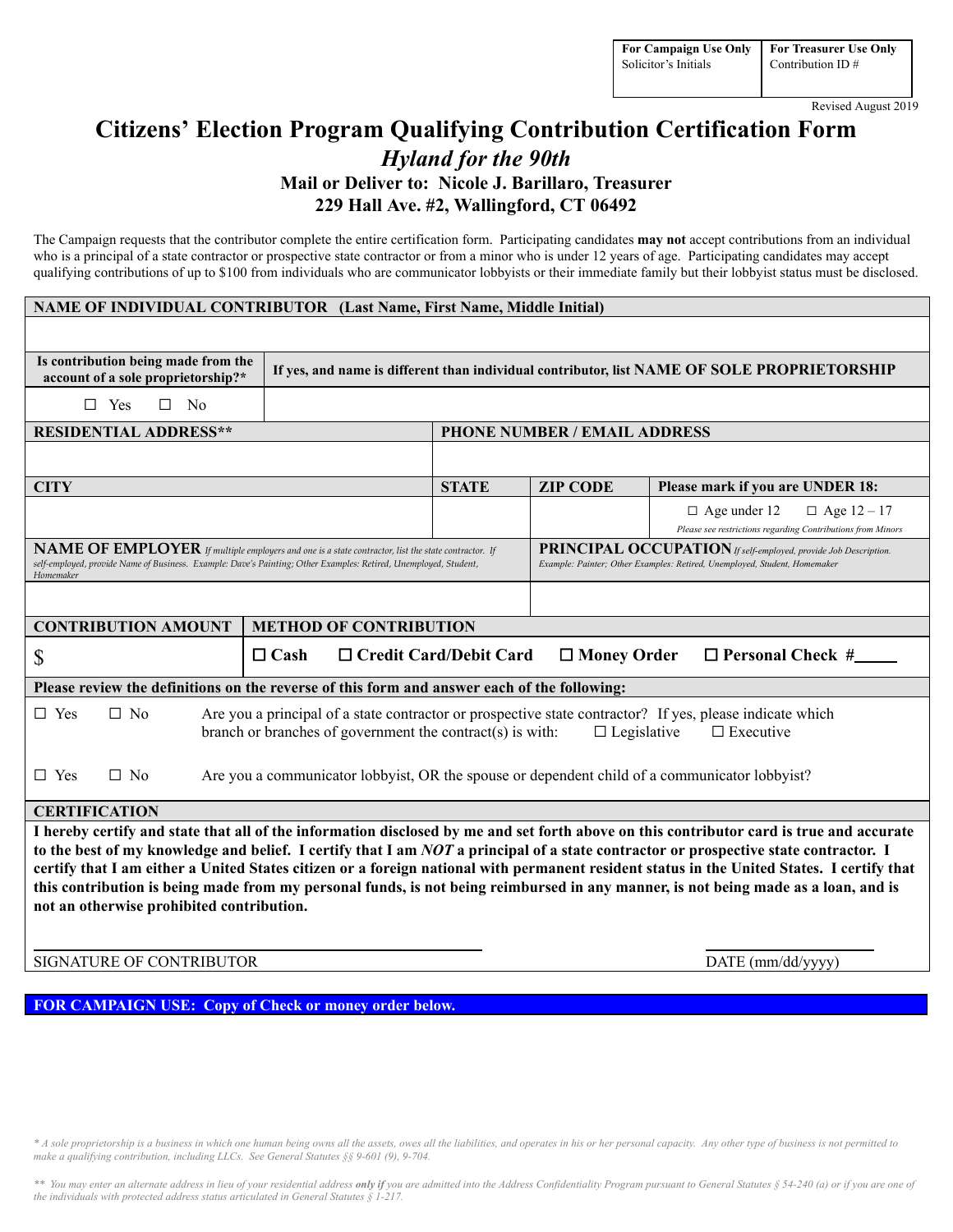| For Campaign Use Only | For Treasurer Use Only |
|---|---|
| Solicitor's Initials | Contribution ID # |

Revised August 2019

# Citizens' Election Program Qualifying Contribution Certification Form

## *Hyland for the 90th*

### Mail or Deliver to: Nicole J. Barillaro, Treasurer
### 229 Hall Ave. #2, Wallingford, CT 06492

The Campaign requests that the contributor complete the entire certification form. Participating candidates **may not** accept contributions from an individual who is a principal of a state contractor or prospective state contractor or from a minor who is under 12 years of age. Participating candidates may accept qualifying contributions of up to $100 from individuals who are communicator lobbyists or their immediate family but their lobbyist status must be disclosed.

**NAME OF INDIVIDUAL CONTRIBUTOR (Last Name, First Name, Middle Initial)**

| **Is contribution being made from the account of a sole proprietorship?*** | **If yes, and name is different than individual contributor, list NAME OF SOLE PROPRIETORSHIP** |
|---|---|
| ☐ Yes ☐ No | |

| **RESIDENTIAL ADDRESS**** | **PHONE NUMBER / EMAIL ADDRESS** |
|---|---|
| | |

| **CITY** | **STATE** | **ZIP CODE** | **Please mark if you are UNDER 18:** |
|---|---|---|---|
| | | | ☐ Age under 12 ☐ Age 12 – 17<br>*Please see restrictions regarding Contributions from Minors* |

| **NAME OF EMPLOYER** *If multiple employers and one is a state contractor, list the state contractor. If self-employed, provide Name of Business. Example: Dave's Painting; Other Examples: Retired, Unemployed, Student, Homemaker* | **PRINCIPAL OCCUPATION** *If self-employed, provide Job Description. Example: Painter; Other Examples: Retired, Unemployed, Student, Homemaker* |
|---|---|
| | |

| **CONTRIBUTION AMOUNT** | **METHOD OF CONTRIBUTION** |
|---|---|
| $ | ☐ **Cash** ☐ **Credit Card/Debit Card** ☐ **Money Order** ☐ **Personal Check #\_\_\_\_\_** |

**Please review the definitions on the reverse of this form and answer each of the following:**

☐ Yes ☐ No Are you a principal of a state contractor or prospective state contractor? If yes, please indicate which branch or branches of government the contract(s) is with: ☐ Legislative ☐ Executive

☐ Yes ☐ No Are you a communicator lobbyist, OR the spouse or dependent child of a communicator lobbyist?

**CERTIFICATION**

**I hereby certify and state that all of the information disclosed by me and set forth above on this contributor card is true and accurate to the best of my knowledge and belief. I certify that I am *NOT* a principal of a state contractor or prospective state contractor. I certify that I am either a United States citizen or a foreign national with permanent resident status in the United States. I certify that this contribution is being made from my personal funds, is not being reimbursed in any manner, is not being made as a loan, and is not an otherwise prohibited contribution.**

SIGNATURE OF CONTRIBUTOR DATE (mm/dd/yyyy)

**FOR CAMPAIGN USE: Copy of Check or money order below.**

*\* A sole proprietorship is a business in which one human being owns all the assets, owes all the liabilities, and operates in his or her personal capacity. Any other type of business is not permitted to make a qualifying contribution, including LLCs. See General Statutes §§ 9-601 (9), 9-704.*

*\*\* You may enter an alternate address in lieu of your residential address **only if** you are admitted into the Address Confidentiality Program pursuant to General Statutes § 54-240 (a) or if you are one of the individuals with protected address status articulated in General Statutes § 1-217.*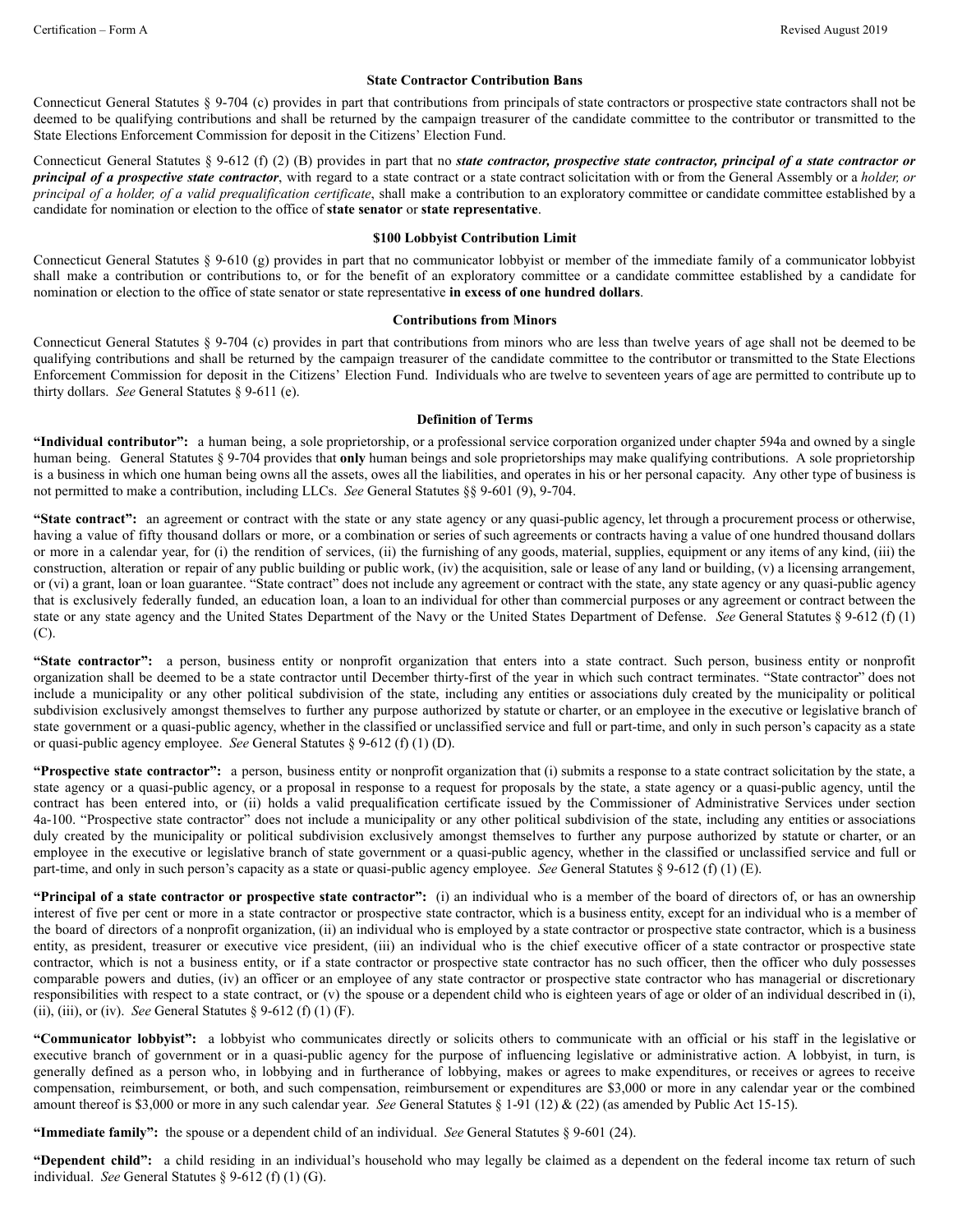## State Contractor Contribution Bans

Connecticut General Statutes § 9-704 (c) provides in part that contributions from principals of state contractors or prospective state contractors shall not be deemed to be qualifying contributions and shall be returned by the campaign treasurer of the candidate committee to the contributor or transmitted to the State Elections Enforcement Commission for deposit in the Citizens' Election Fund.

Connecticut General Statutes § 9-612 (f) (2) (B) provides in part that no ***state contractor, prospective state contractor, principal of a state contractor or principal of a prospective state contractor***, with regard to a state contract or a state contract solicitation with or from the General Assembly or a *holder, or principal of a holder, of a valid prequalification certificate*, shall make a contribution to an exploratory committee or candidate committee established by a candidate for nomination or election to the office of **state senator** or **state representative**.

## $100 Lobbyist Contribution Limit

Connecticut General Statutes § 9-610 (g) provides in part that no communicator lobbyist or member of the immediate family of a communicator lobbyist shall make a contribution or contributions to, or for the benefit of an exploratory committee or a candidate committee established by a candidate for nomination or election to the office of state senator or state representative **in excess of one hundred dollars**.

## Contributions from Minors

Connecticut General Statutes § 9-704 (c) provides in part that contributions from minors who are less than twelve years of age shall not be deemed to be qualifying contributions and shall be returned by the campaign treasurer of the candidate committee to the contributor or transmitted to the State Elections Enforcement Commission for deposit in the Citizens' Election Fund. Individuals who are twelve to seventeen years of age are permitted to contribute up to thirty dollars. *See* General Statutes § 9-611 (e).

## Definition of Terms

**"Individual contributor":** a human being, a sole proprietorship, or a professional service corporation organized under chapter 594a and owned by a single human being. General Statutes § 9-704 provides that **only** human beings and sole proprietorships may make qualifying contributions. A sole proprietorship is a business in which one human being owns all the assets, owes all the liabilities, and operates in his or her personal capacity. Any other type of business is not permitted to make a contribution, including LLCs. *See* General Statutes §§ 9-601 (9), 9-704.

**"State contract":** an agreement or contract with the state or any state agency or any quasi-public agency, let through a procurement process or otherwise, having a value of fifty thousand dollars or more, or a combination or series of such agreements or contracts having a value of one hundred thousand dollars or more in a calendar year, for (i) the rendition of services, (ii) the furnishing of any goods, material, supplies, equipment or any items of any kind, (iii) the construction, alteration or repair of any public building or public work, (iv) the acquisition, sale or lease of any land or building, (v) a licensing arrangement, or (vi) a grant, loan or loan guarantee. "State contract" does not include any agreement or contract with the state, any state agency or any quasi-public agency that is exclusively federally funded, an education loan, a loan to an individual for other than commercial purposes or any agreement or contract between the state or any state agency and the United States Department of the Navy or the United States Department of Defense. *See* General Statutes § 9-612 (f) (1) (C).

**"State contractor":** a person, business entity or nonprofit organization that enters into a state contract. Such person, business entity or nonprofit organization shall be deemed to be a state contractor until December thirty-first of the year in which such contract terminates. "State contractor" does not include a municipality or any other political subdivision of the state, including any entities or associations duly created by the municipality or political subdivision exclusively amongst themselves to further any purpose authorized by statute or charter, or an employee in the executive or legislative branch of state government or a quasi-public agency, whether in the classified or unclassified service and full or part-time, and only in such person's capacity as a state or quasi-public agency employee. *See* General Statutes § 9-612 (f) (1) (D).

**"Prospective state contractor":** a person, business entity or nonprofit organization that (i) submits a response to a state contract solicitation by the state, a state agency or a quasi-public agency, or a proposal in response to a request for proposals by the state, a state agency or a quasi-public agency, until the contract has been entered into, or (ii) holds a valid prequalification certificate issued by the Commissioner of Administrative Services under section 4a-100. "Prospective state contractor" does not include a municipality or any other political subdivision of the state, including any entities or associations duly created by the municipality or political subdivision exclusively amongst themselves to further any purpose authorized by statute or charter, or an employee in the executive or legislative branch of state government or a quasi-public agency, whether in the classified or unclassified service and full or part-time, and only in such person's capacity as a state or quasi-public agency employee. *See* General Statutes § 9-612 (f) (1) (E).

**"Principal of a state contractor or prospective state contractor":** (i) an individual who is a member of the board of directors of, or has an ownership interest of five per cent or more in a state contractor or prospective state contractor, which is a business entity, except for an individual who is a member of the board of directors of a nonprofit organization, (ii) an individual who is employed by a state contractor or prospective state contractor, which is a business entity, as president, treasurer or executive vice president, (iii) an individual who is the chief executive officer of a state contractor or prospective state contractor, which is not a business entity, or if a state contractor or prospective state contractor has no such officer, then the officer who duly possesses comparable powers and duties, (iv) an officer or an employee of any state contractor or prospective state contractor who has managerial or discretionary responsibilities with respect to a state contract, or (v) the spouse or a dependent child who is eighteen years of age or older of an individual described in (i), (ii), (iii), or (iv). *See* General Statutes § 9-612 (f) (1) (F).

**"Communicator lobbyist":** a lobbyist who communicates directly or solicits others to communicate with an official or his staff in the legislative or executive branch of government or in a quasi-public agency for the purpose of influencing legislative or administrative action. A lobbyist, in turn, is generally defined as a person who, in lobbying and in furtherance of lobbying, makes or agrees to make expenditures, or receives or agrees to receive compensation, reimbursement, or both, and such compensation, reimbursement or expenditures are $3,000 or more in any calendar year or the combined amount thereof is $3,000 or more in any such calendar year. *See* General Statutes § 1-91 (12) & (22) (as amended by Public Act 15-15).

**"Immediate family":** the spouse or a dependent child of an individual. *See* General Statutes § 9-601 (24).

**"Dependent child":** a child residing in an individual's household who may legally be claimed as a dependent on the federal income tax return of such individual. *See* General Statutes § 9-612 (f) (1) (G).